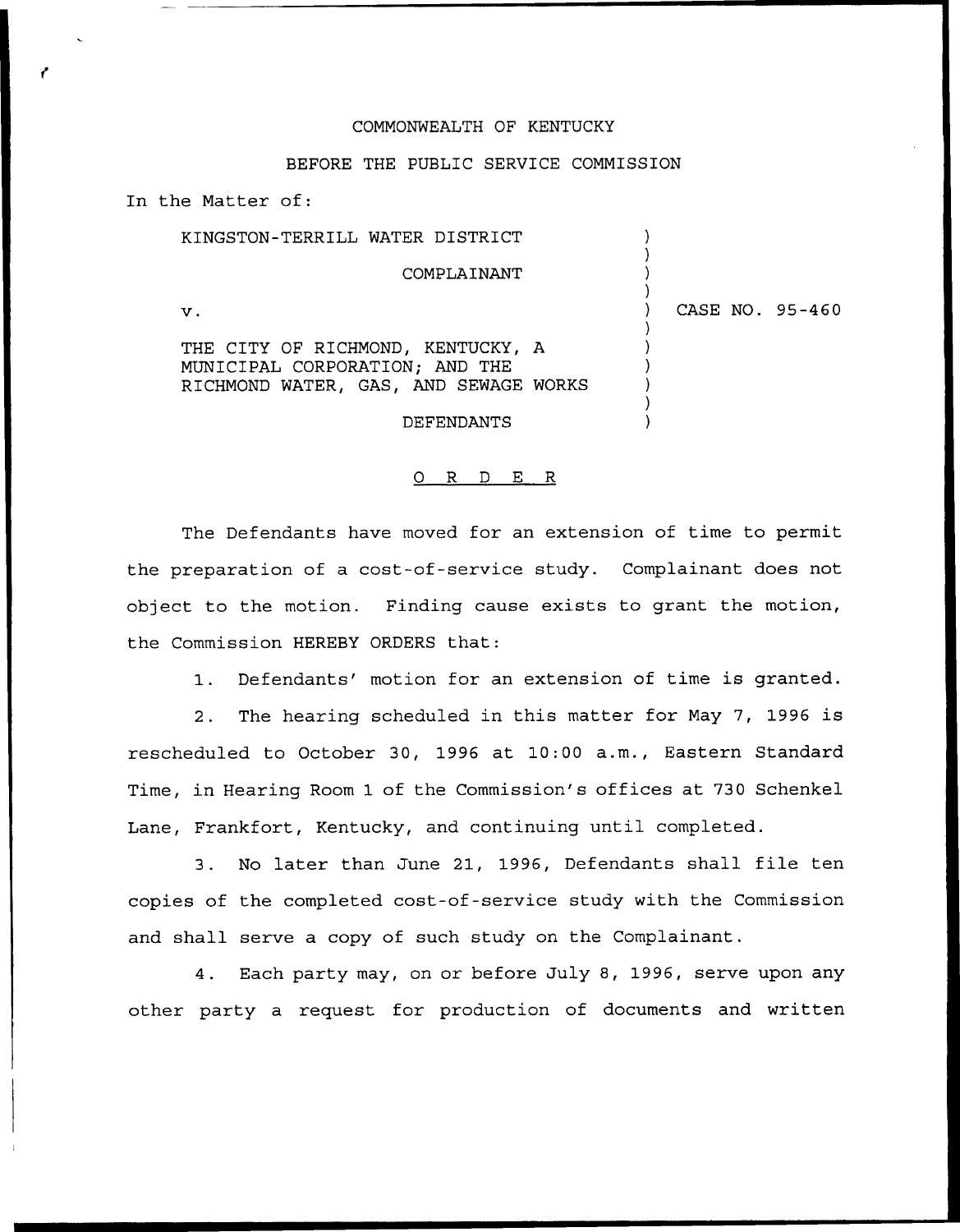COMMONWEALTH OF KENTUCKY

BEFORE THE PUBLIC SERVICE COMMISSION

In the Matter of:

KINGSTON-TERRILL WATER DISTRICT

COMPLAINANT

v.

THE CITY OF RICHMOND, KENTUCKY, A MUNICIPAL CORPORATION; AND THE RICHMOND WATER, GAS, AND SEWAGE WORKS

DEFENDANTS

CASE NO. 95-460

# O R D E R

The Defendants have moved for an extension of time to permit the preparation of a cost-of-service study. Complainant does not object to the motion. Finding cause exists to grant the motion, the Commission HEREBY ORDERS that:

1. Defendants' motion for an extension of time is granted.

2. The hearing scheduled in this matter for May 7, 1996 is rescheduled to October 30, 1996 at 10:00 a.m., Eastern Standard Time, in Hearing Room 1 of the Commission's offices at 730 Schenkel Lane, Frankfort, Kentucky, and continuing until completed.

3. No later than June 21, 1996, Defendants shall file ten copies of the completed cost-of-service study with the Commission and shall serve a copy of such study on the Complainant.

4. Each party may, on or before July 8, 1996, serve upon any other party a request for production of documents and written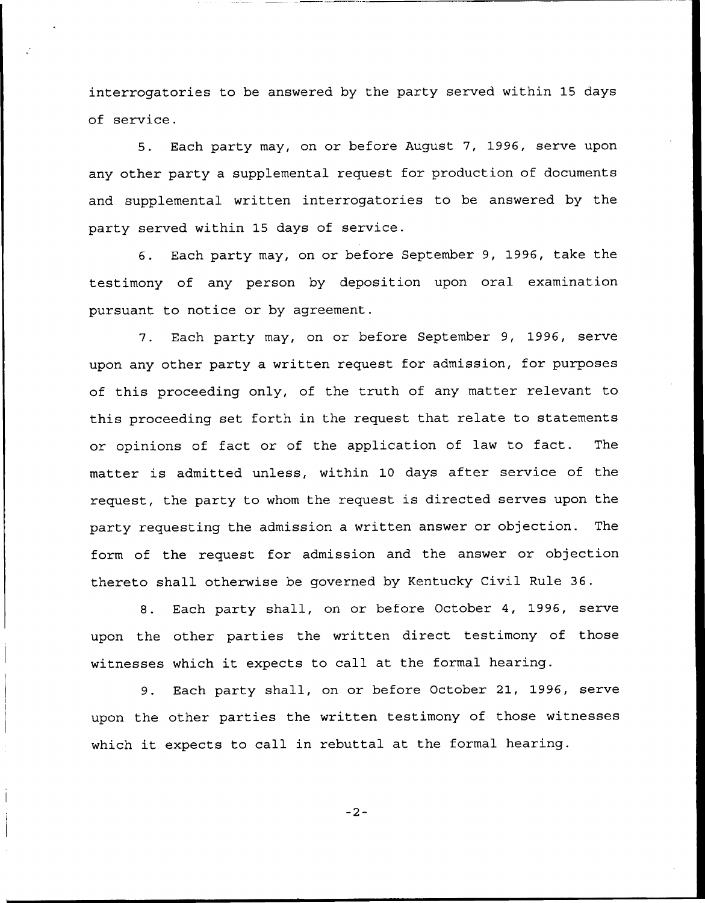interrogatories to be answered by the party served within 15 days of service.

5. Each party may, on or before August 7, 1996, serve upon any other party a supplemental request for production of documents and supplemental written interrogatories to be answered by the party served within 15 days of service.

6. Each party may, on or before September 9, 1996, take the testimony of any person by deposition upon oral examination pursuant to notice or by agreement.

7. Each party may, on or before September 9, 1996, serve upon any other party a written request for admission, for purposes of this proceeding only, of the truth of any matter relevant to this proceeding set forth in the request that relate to statements or opinions of fact or of the application of law to fact. The matter is admitted unless, within 10 days after service of the request, the party to whom the request is directed serves upon the party requesting the admission a written answer or objection. The form of the request for admission and the answer or objection thereto shall otherwise be governed by Kentucky Civil Rule 36.

8. Each party shall, on or before October 4, 1996, serve upon the other parties the written direct testimony of those witnesses which it expects to call at the formal hearing.

9. Each party shall, on or before October 21, 1996, serve upon the other parties the written testimony of those witnesses which it expects to call in rebuttal at the formal hearing.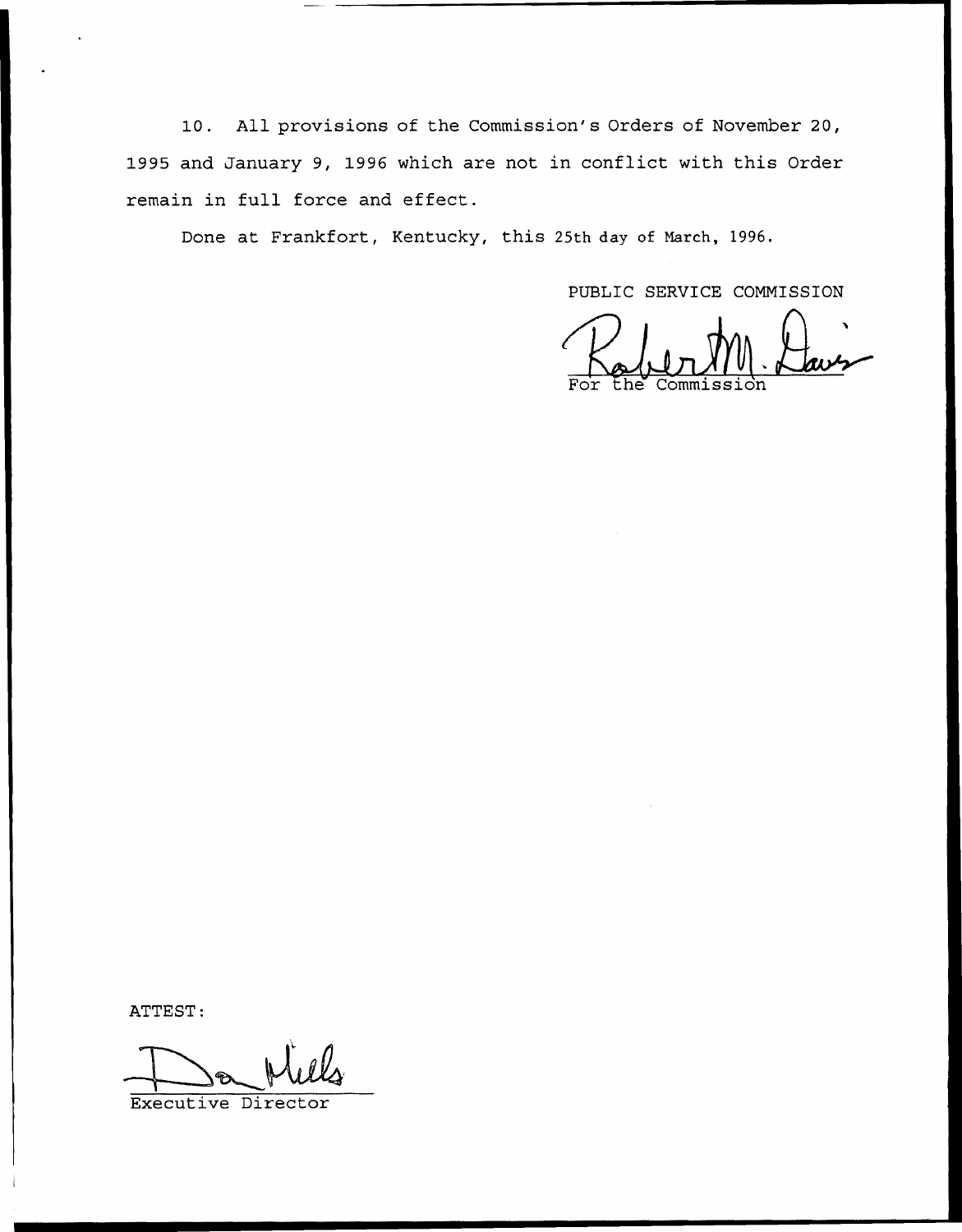10. All provisions of the Commission's Orders of November 20, 1995 and January 9, 1996 which are not in conflict with this Order remain in full force and effect.

Done at Frankfort, Kentucky, this 25th day of March, 1996.

PUBLIC SERVICE COMMISSION

Robert M. Davis
For the Commission

ATTEST:

Don Mills
Executive Director